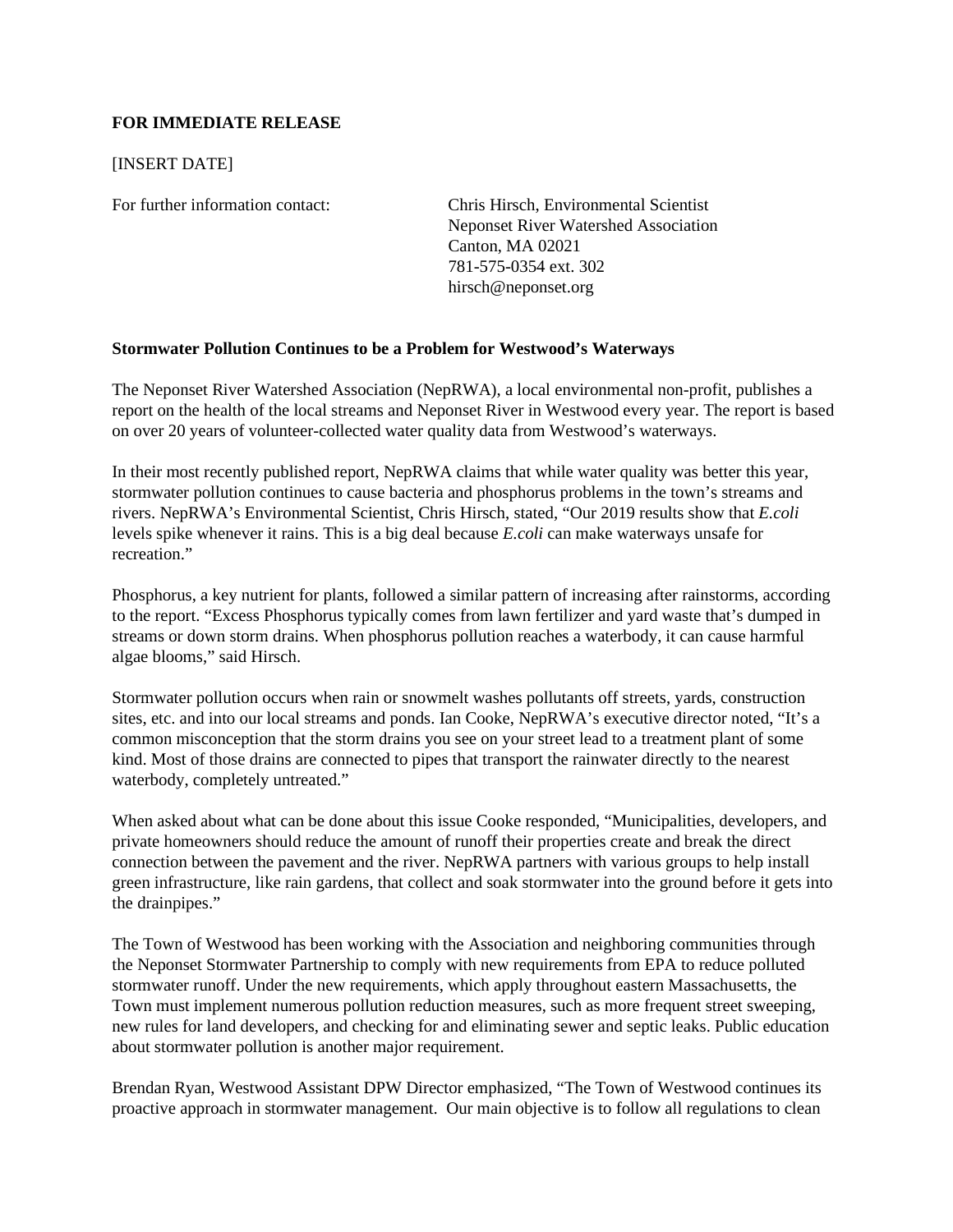**FOR IMMEDIATE RELEASE**

[INSERT DATE]

For further information contact: Chris Hirsch, Environmental Scientist
Neponset River Watershed Association
Canton, MA 02021
781-575-0354 ext. 302
hirsch@neponset.org

**Stormwater Pollution Continues to be a Problem for Westwood's Waterways**

The Neponset River Watershed Association (NepRWA), a local environmental non-profit, publishes a report on the health of the local streams and Neponset River in Westwood every year. The report is based on over 20 years of volunteer-collected water quality data from Westwood's waterways.

In their most recently published report, NepRWA claims that while water quality was better this year, stormwater pollution continues to cause bacteria and phosphorus problems in the town's streams and rivers. NepRWA's Environmental Scientist, Chris Hirsch, stated, "Our 2019 results show that *E.coli* levels spike whenever it rains. This is a big deal because *E.coli* can make waterways unsafe for recreation."

Phosphorus, a key nutrient for plants, followed a similar pattern of increasing after rainstorms, according to the report. "Excess Phosphorus typically comes from lawn fertilizer and yard waste that's dumped in streams or down storm drains. When phosphorus pollution reaches a waterbody, it can cause harmful algae blooms," said Hirsch.

Stormwater pollution occurs when rain or snowmelt washes pollutants off streets, yards, construction sites, etc. and into our local streams and ponds. Ian Cooke, NepRWA's executive director noted, "It's a common misconception that the storm drains you see on your street lead to a treatment plant of some kind. Most of those drains are connected to pipes that transport the rainwater directly to the nearest waterbody, completely untreated."

When asked about what can be done about this issue Cooke responded, "Municipalities, developers, and private homeowners should reduce the amount of runoff their properties create and break the direct connection between the pavement and the river. NepRWA partners with various groups to help install green infrastructure, like rain gardens, that collect and soak stormwater into the ground before it gets into the drainpipes."

The Town of Westwood has been working with the Association and neighboring communities through the Neponset Stormwater Partnership to comply with new requirements from EPA to reduce polluted stormwater runoff. Under the new requirements, which apply throughout eastern Massachusetts, the Town must implement numerous pollution reduction measures, such as more frequent street sweeping, new rules for land developers, and checking for and eliminating sewer and septic leaks. Public education about stormwater pollution is another major requirement.

Brendan Ryan, Westwood Assistant DPW Director emphasized, "The Town of Westwood continues its proactive approach in stormwater management. Our main objective is to follow all regulations to clean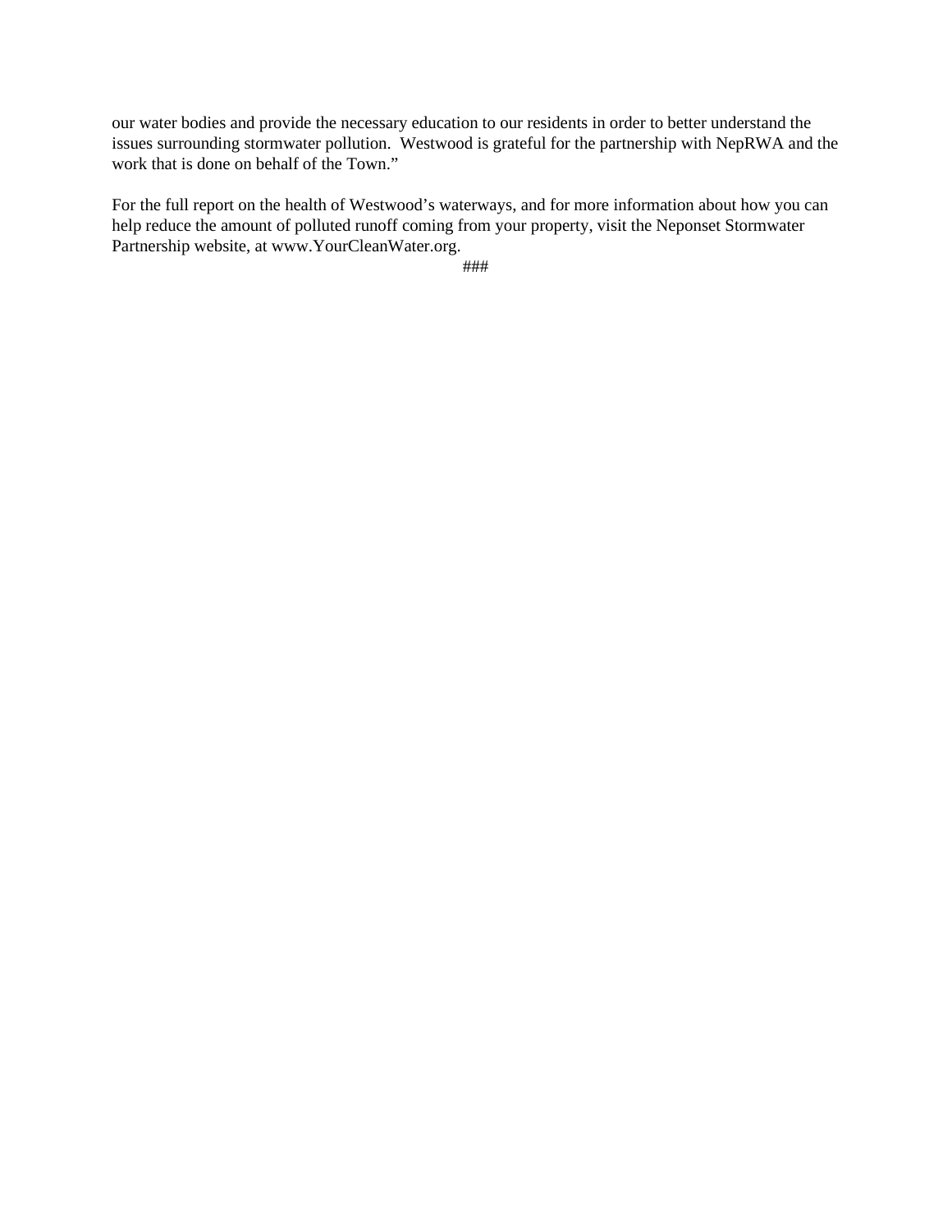our water bodies and provide the necessary education to our residents in order to better understand the issues surrounding stormwater pollution.  Westwood is grateful for the partnership with NepRWA and the work that is done on behalf of the Town."

For the full report on the health of Westwood's waterways, and for more information about how you can help reduce the amount of polluted runoff coming from your property, visit the Neponset Stormwater Partnership website, at www.YourCleanWater.org.

###